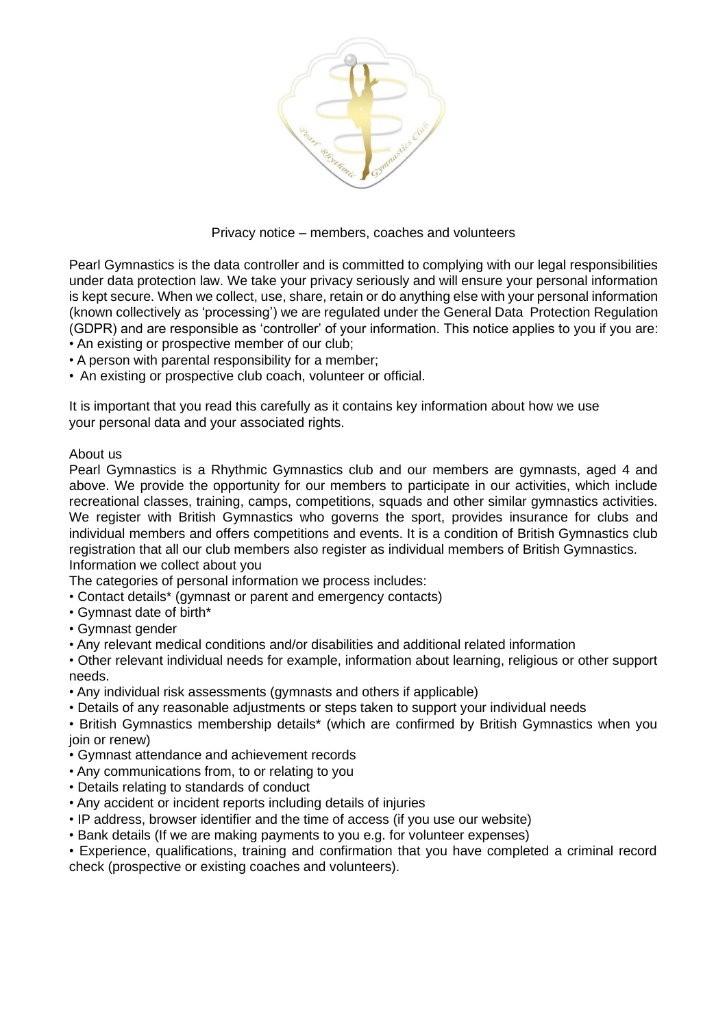Privacy notice – members, coaches and volunteers

Pearl Gymnastics is the data controller and is committed to complying with our legal responsibilities under data protection law. We take your privacy seriously and will ensure your personal information is kept secure. When we collect, use, share, retain or do anything else with your personal information (known collectively as 'processing') we are regulated under the General Data Protection Regulation (GDPR) and are responsible as 'controller' of your information. This notice applies to you if you are:

- An existing or prospective member of our club;
- A person with parental responsibility for a member;
- An existing or prospective club coach, volunteer or official.

It is important that you read this carefully as it contains key information about how we use your personal data and your associated rights.

## About us

Pearl Gymnastics is a Rhythmic Gymnastics club and our members are gymnasts, aged 4 and above. We provide the opportunity for our members to participate in our activities, which include recreational classes, training, camps, competitions, squads and other similar gymnastics activities. We register with British Gymnastics who governs the sport, provides insurance for clubs and individual members and offers competitions and events. It is a condition of British Gymnastics club registration that all our club members also register as individual members of British Gymnastics.

## Information we collect about you

The categories of personal information we process includes:

- Contact details* (gymnast or parent and emergency contacts)
- Gymnast date of birth*
- Gymnast gender
- Any relevant medical conditions and/or disabilities and additional related information
- Other relevant individual needs for example, information about learning, religious or other support needs.
- Any individual risk assessments (gymnasts and others if applicable)
- Details of any reasonable adjustments or steps taken to support your individual needs
- British Gymnastics membership details* (which are confirmed by British Gymnastics when you join or renew)
- Gymnast attendance and achievement records
- Any communications from, to or relating to you
- Details relating to standards of conduct
- Any accident or incident reports including details of injuries
- IP address, browser identifier and the time of access (if you use our website)
- Bank details (If we are making payments to you e.g. for volunteer expenses)
- Experience, qualifications, training and confirmation that you have completed a criminal record check (prospective or existing coaches and volunteers).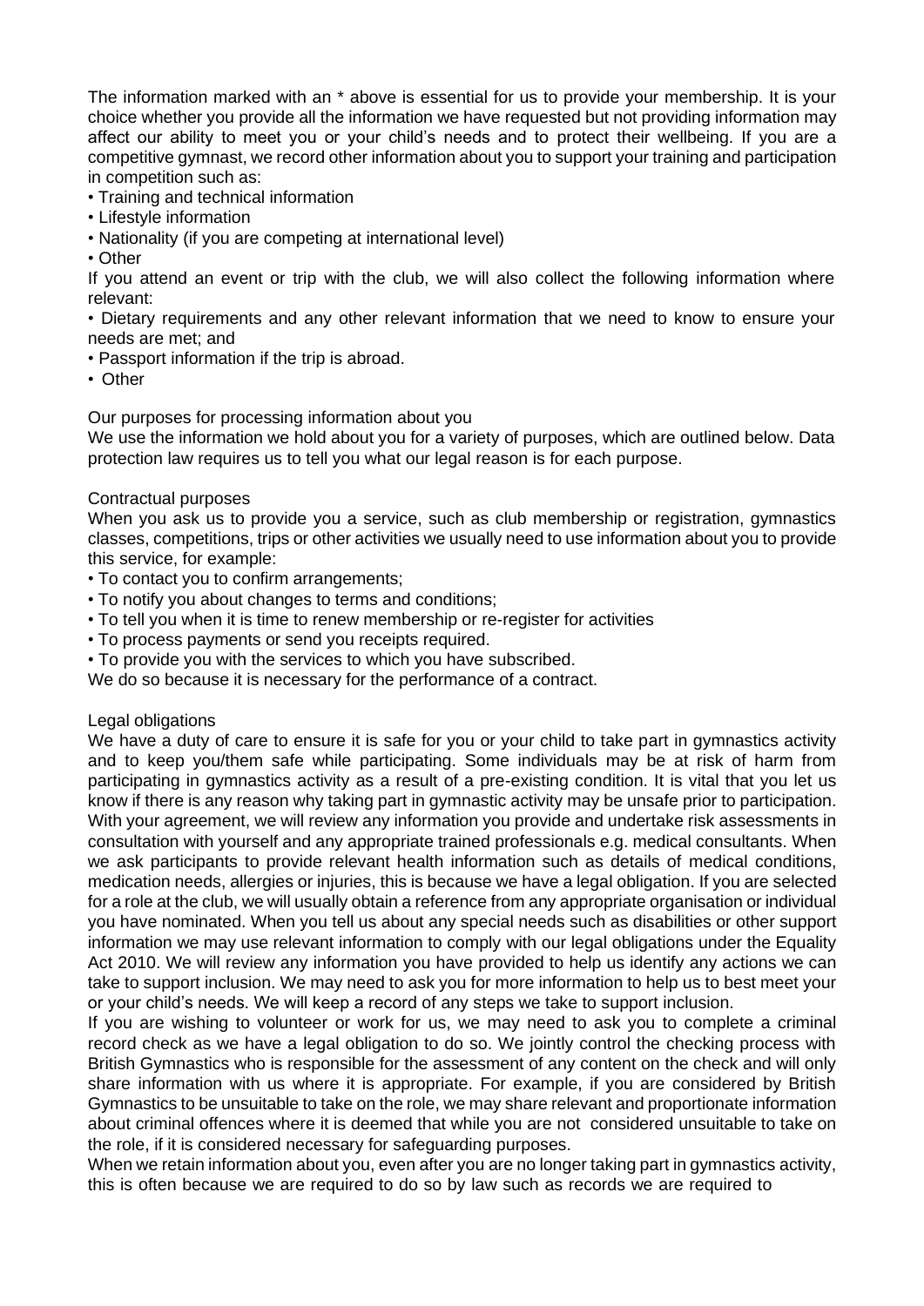The information marked with an * above is essential for us to provide your membership. It is your choice whether you provide all the information we have requested but not providing information may affect our ability to meet you or your child's needs and to protect their wellbeing. If you are a competitive gymnast, we record other information about you to support your training and participation in competition such as:

- Training and technical information
- Lifestyle information
- Nationality (if you are competing at international level)
- Other

If you attend an event or trip with the club, we will also collect the following information where relevant:

- Dietary requirements and any other relevant information that we need to know to ensure your needs are met; and
- Passport information if the trip is abroad.
- Other

## Our purposes for processing information about you

We use the information we hold about you for a variety of purposes, which are outlined below. Data protection law requires us to tell you what our legal reason is for each purpose.

### Contractual purposes

When you ask us to provide you a service, such as club membership or registration, gymnastics classes, competitions, trips or other activities we usually need to use information about you to provide this service, for example:

- To contact you to confirm arrangements;
- To notify you about changes to terms and conditions;
- To tell you when it is time to renew membership or re-register for activities
- To process payments or send you receipts required.
- To provide you with the services to which you have subscribed.

We do so because it is necessary for the performance of a contract.

### Legal obligations

We have a duty of care to ensure it is safe for you or your child to take part in gymnastics activity and to keep you/them safe while participating. Some individuals may be at risk of harm from participating in gymnastics activity as a result of a pre-existing condition. It is vital that you let us know if there is any reason why taking part in gymnastic activity may be unsafe prior to participation. With your agreement, we will review any information you provide and undertake risk assessments in consultation with yourself and any appropriate trained professionals e.g. medical consultants. When we ask participants to provide relevant health information such as details of medical conditions, medication needs, allergies or injuries, this is because we have a legal obligation. If you are selected for a role at the club, we will usually obtain a reference from any appropriate organisation or individual you have nominated. When you tell us about any special needs such as disabilities or other support information we may use relevant information to comply with our legal obligations under the Equality Act 2010. We will review any information you have provided to help us identify any actions we can take to support inclusion. We may need to ask you for more information to help us to best meet your or your child's needs. We will keep a record of any steps we take to support inclusion.

If you are wishing to volunteer or work for us, we may need to ask you to complete a criminal record check as we have a legal obligation to do so. We jointly control the checking process with British Gymnastics who is responsible for the assessment of any content on the check and will only share information with us where it is appropriate. For example, if you are considered by British Gymnastics to be unsuitable to take on the role, we may share relevant and proportionate information about criminal offences where it is deemed that while you are not considered unsuitable to take on the role, if it is considered necessary for safeguarding purposes.

When we retain information about you, even after you are no longer taking part in gymnastics activity, this is often because we are required to do so by law such as records we are required to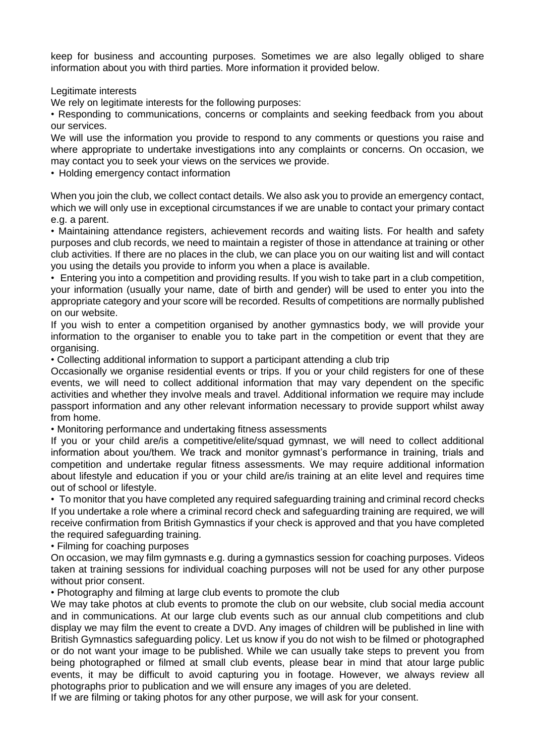keep for business and accounting purposes. Sometimes we are also legally obliged to share information about you with third parties. More information it provided below.

Legitimate interests

We rely on legitimate interests for the following purposes:

• Responding to communications, concerns or complaints and seeking feedback from you about our services.

We will use the information you provide to respond to any comments or questions you raise and where appropriate to undertake investigations into any complaints or concerns. On occasion, we may contact you to seek your views on the services we provide.

• Holding emergency contact information

When you join the club, we collect contact details. We also ask you to provide an emergency contact, which we will only use in exceptional circumstances if we are unable to contact your primary contact e.g. a parent.

• Maintaining attendance registers, achievement records and waiting lists. For health and safety purposes and club records, we need to maintain a register of those in attendance at training or other club activities. If there are no places in the club, we can place you on our waiting list and will contact you using the details you provide to inform you when a place is available.

• Entering you into a competition and providing results. If you wish to take part in a club competition, your information (usually your name, date of birth and gender) will be used to enter you into the appropriate category and your score will be recorded. Results of competitions are normally published on our website.

If you wish to enter a competition organised by another gymnastics body, we will provide your information to the organiser to enable you to take part in the competition or event that they are organising.

• Collecting additional information to support a participant attending a club trip

Occasionally we organise residential events or trips. If you or your child registers for one of these events, we will need to collect additional information that may vary dependent on the specific activities and whether they involve meals and travel. Additional information we require may include passport information and any other relevant information necessary to provide support whilst away from home.

• Monitoring performance and undertaking fitness assessments

If you or your child are/is a competitive/elite/squad gymnast, we will need to collect additional information about you/them. We track and monitor gymnast's performance in training, trials and competition and undertake regular fitness assessments. We may require additional information about lifestyle and education if you or your child are/is training at an elite level and requires time out of school or lifestyle.

• To monitor that you have completed any required safeguarding training and criminal record checks

If you undertake a role where a criminal record check and safeguarding training are required, we will receive confirmation from British Gymnastics if your check is approved and that you have completed the required safeguarding training.

• Filming for coaching purposes

On occasion, we may film gymnasts e.g. during a gymnastics session for coaching purposes. Videos taken at training sessions for individual coaching purposes will not be used for any other purpose without prior consent.

• Photography and filming at large club events to promote the club

We may take photos at club events to promote the club on our website, club social media account and in communications. At our large club events such as our annual club competitions and club display we may film the event to create a DVD. Any images of children will be published in line with British Gymnastics safeguarding policy. Let us know if you do not wish to be filmed or photographed or do not want your image to be published. While we can usually take steps to prevent you from being photographed or filmed at small club events, please bear in mind that atour large public events, it may be difficult to avoid capturing you in footage. However, we always review all photographs prior to publication and we will ensure any images of you are deleted.

If we are filming or taking photos for any other purpose, we will ask for your consent.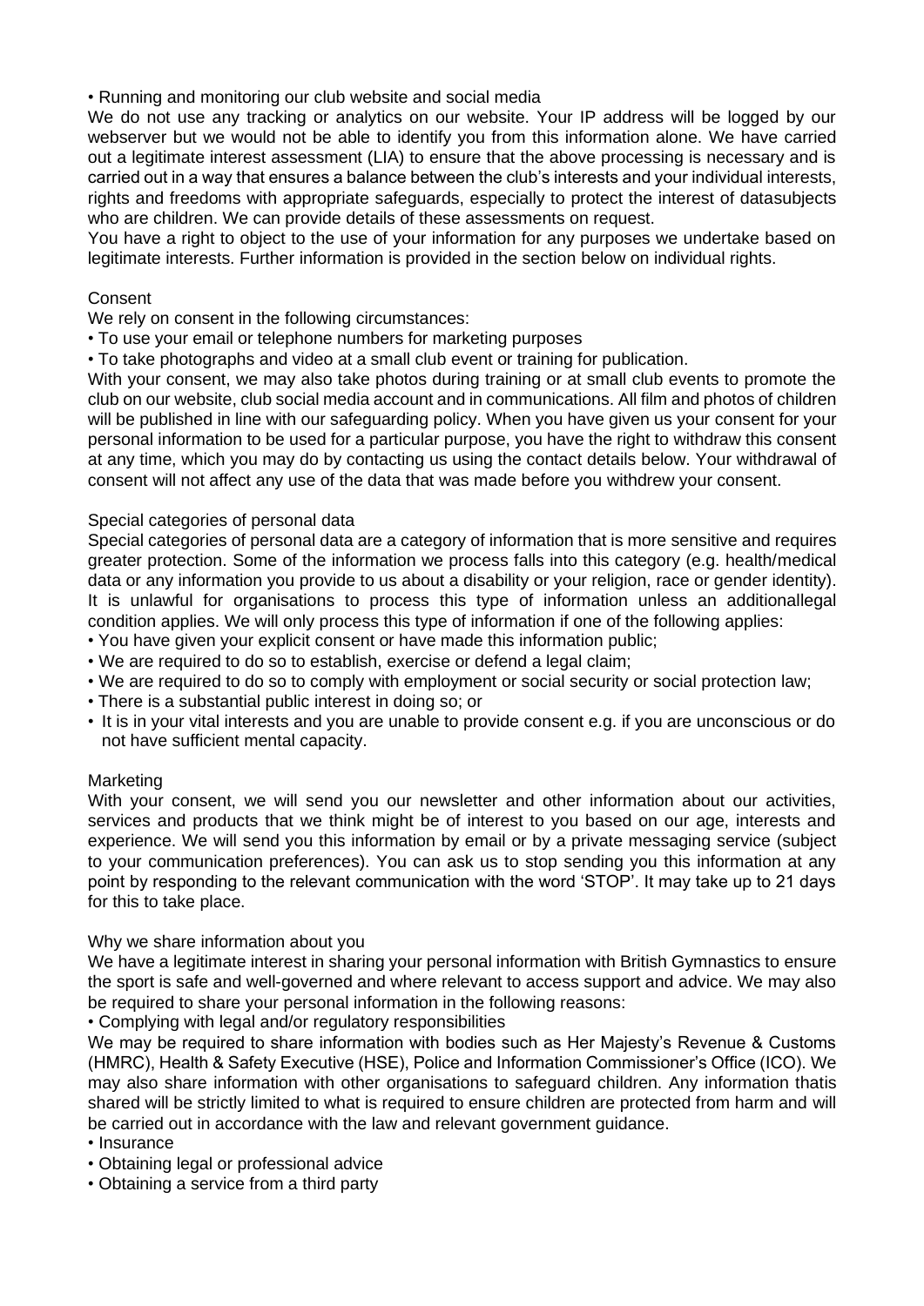- Running and monitoring our club website and social media

We do not use any tracking or analytics on our website. Your IP address will be logged by our webserver but we would not be able to identify you from this information alone. We have carried out a legitimate interest assessment (LIA) to ensure that the above processing is necessary and is carried out in a way that ensures a balance between the club's interests and your individual interests, rights and freedoms with appropriate safeguards, especially to protect the interest of datasubjects who are children. We can provide details of these assessments on request.

You have a right to object to the use of your information for any purposes we undertake based on legitimate interests. Further information is provided in the section below on individual rights.

### Consent

We rely on consent in the following circumstances:

- To use your email or telephone numbers for marketing purposes
- To take photographs and video at a small club event or training for publication.

With your consent, we may also take photos during training or at small club events to promote the club on our website, club social media account and in communications. All film and photos of children will be published in line with our safeguarding policy. When you have given us your consent for your personal information to be used for a particular purpose, you have the right to withdraw this consent at any time, which you may do by contacting us using the contact details below. Your withdrawal of consent will not affect any use of the data that was made before you withdrew your consent.

### Special categories of personal data

Special categories of personal data are a category of information that is more sensitive and requires greater protection. Some of the information we process falls into this category (e.g. health/medical data or any information you provide to us about a disability or your religion, race or gender identity). It is unlawful for organisations to process this type of information unless an additionallegal condition applies. We will only process this type of information if one of the following applies:

- You have given your explicit consent or have made this information public;
- We are required to do so to establish, exercise or defend a legal claim;
- We are required to do so to comply with employment or social security or social protection law;
- There is a substantial public interest in doing so; or
- It is in your vital interests and you are unable to provide consent e.g. if you are unconscious or do not have sufficient mental capacity.

### Marketing

With your consent, we will send you our newsletter and other information about our activities, services and products that we think might be of interest to you based on our age, interests and experience. We will send you this information by email or by a private messaging service (subject to your communication preferences). You can ask us to stop sending you this information at any point by responding to the relevant communication with the word 'STOP'. It may take up to 21 days for this to take place.

### Why we share information about you

We have a legitimate interest in sharing your personal information with British Gymnastics to ensure the sport is safe and well-governed and where relevant to access support and advice. We may also be required to share your personal information in the following reasons:

- Complying with legal and/or regulatory responsibilities

We may be required to share information with bodies such as Her Majesty's Revenue & Customs (HMRC), Health & Safety Executive (HSE), Police and Information Commissioner's Office (ICO). We may also share information with other organisations to safeguard children. Any information thatis shared will be strictly limited to what is required to ensure children are protected from harm and will be carried out in accordance with the law and relevant government guidance.

- Insurance
- Obtaining legal or professional advice
- Obtaining a service from a third party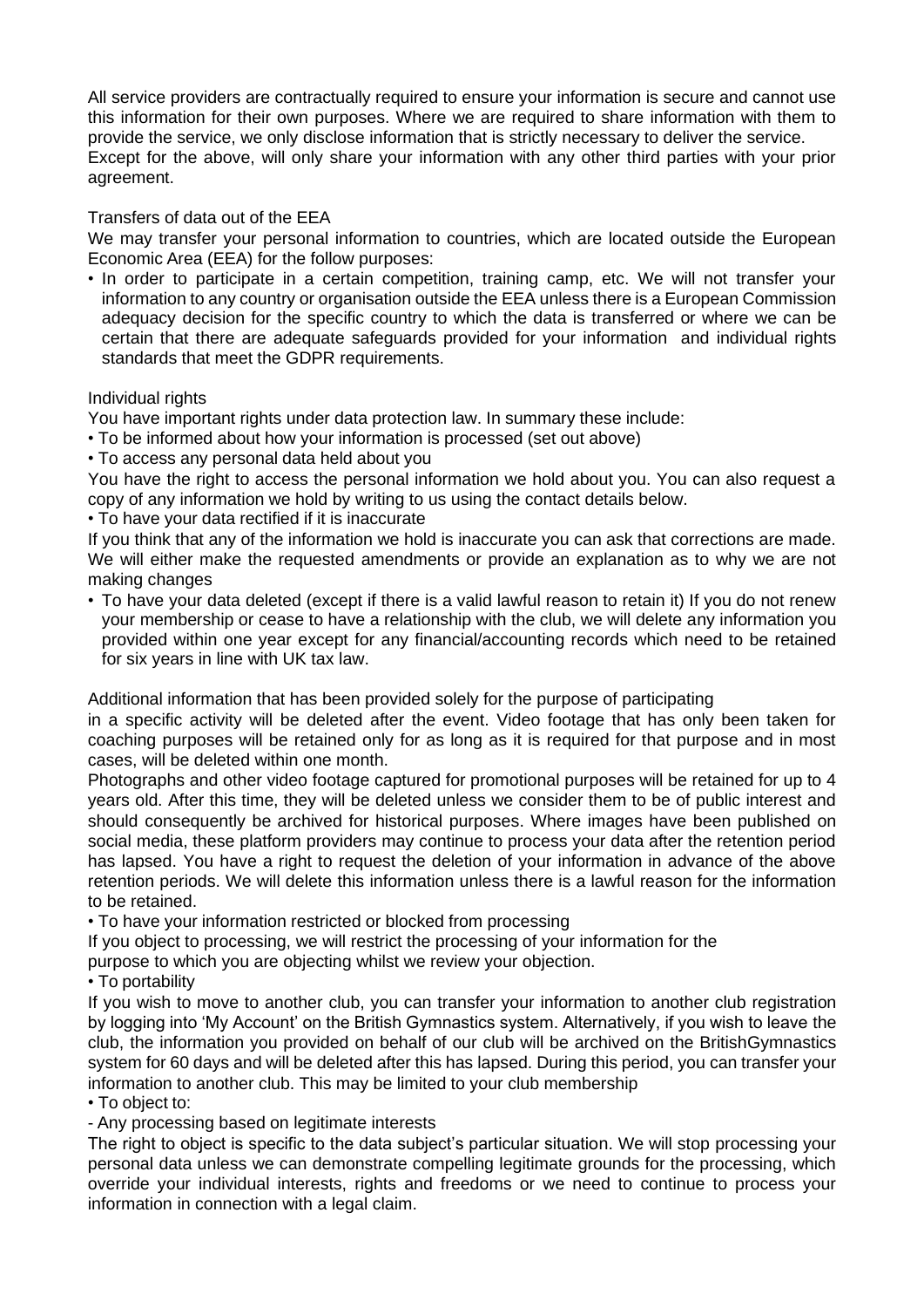All service providers are contractually required to ensure your information is secure and cannot use this information for their own purposes. Where we are required to share information with them to provide the service, we only disclose information that is strictly necessary to deliver the service. Except for the above, will only share your information with any other third parties with your prior agreement.

Transfers of data out of the EEA

We may transfer your personal information to countries, which are located outside the European Economic Area (EEA) for the follow purposes:

- In order to participate in a certain competition, training camp, etc. We will not transfer your information to any country or organisation outside the EEA unless there is a European Commission adequacy decision for the specific country to which the data is transferred or where we can be certain that there are adequate safeguards provided for your information and individual rights standards that meet the GDPR requirements.

Individual rights

You have important rights under data protection law. In summary these include:

- To be informed about how your information is processed (set out above)
- To access any personal data held about you

You have the right to access the personal information we hold about you. You can also request a copy of any information we hold by writing to us using the contact details below.

- To have your data rectified if it is inaccurate

If you think that any of the information we hold is inaccurate you can ask that corrections are made. We will either make the requested amendments or provide an explanation as to why we are not making changes

- To have your data deleted (except if there is a valid lawful reason to retain it) If you do not renew your membership or cease to have a relationship with the club, we will delete any information you provided within one year except for any financial/accounting records which need to be retained for six years in line with UK tax law.

Additional information that has been provided solely for the purpose of participating in a specific activity will be deleted after the event. Video footage that has only been taken for coaching purposes will be retained only for as long as it is required for that purpose and in most cases, will be deleted within one month.

Photographs and other video footage captured for promotional purposes will be retained for up to 4 years old. After this time, they will be deleted unless we consider them to be of public interest and should consequently be archived for historical purposes. Where images have been published on social media, these platform providers may continue to process your data after the retention period has lapsed. You have a right to request the deletion of your information in advance of the above retention periods. We will delete this information unless there is a lawful reason for the information to be retained.

- To have your information restricted or blocked from processing

If you object to processing, we will restrict the processing of your information for the purpose to which you are objecting whilst we review your objection.

- To portability

If you wish to move to another club, you can transfer your information to another club registration by logging into 'My Account' on the British Gymnastics system. Alternatively, if you wish to leave the club, the information you provided on behalf of our club will be archived on the BritishGymnastics system for 60 days and will be deleted after this has lapsed. During this period, you can transfer your information to another club. This may be limited to your club membership

- To object to:

- Any processing based on legitimate interests

The right to object is specific to the data subject's particular situation. We will stop processing your personal data unless we can demonstrate compelling legitimate grounds for the processing, which override your individual interests, rights and freedoms or we need to continue to process your information in connection with a legal claim.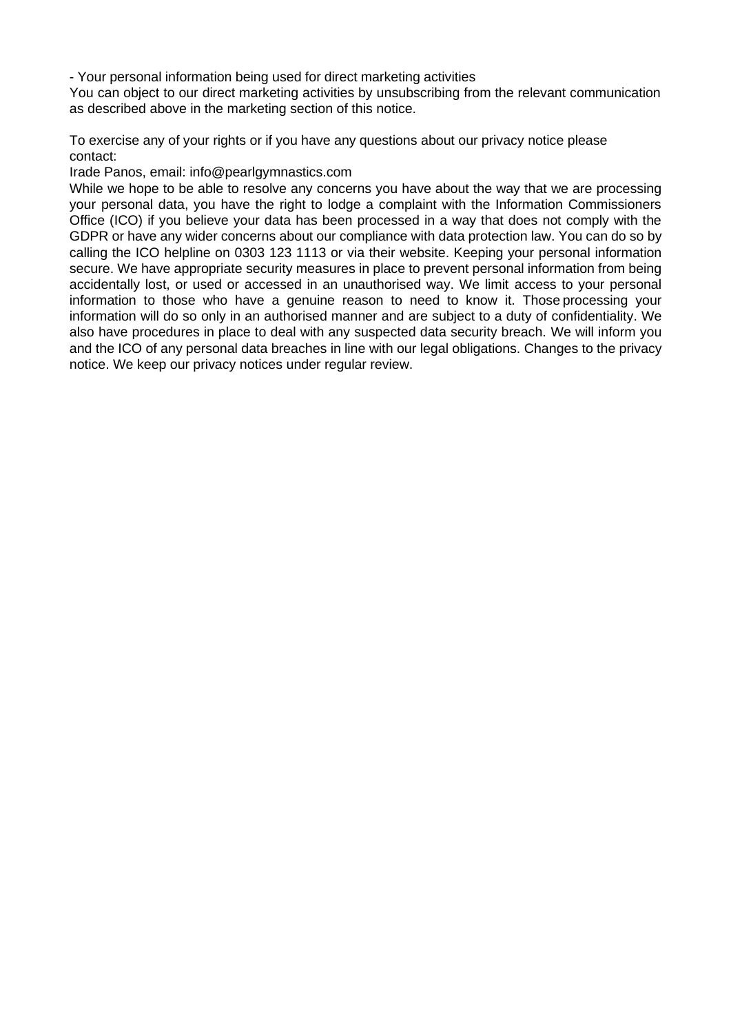- Your personal information being used for direct marketing activities

You can object to our direct marketing activities by unsubscribing from the relevant communication as described above in the marketing section of this notice.

To exercise any of your rights or if you have any questions about our privacy notice please contact:

Irade Panos, email: info@pearlgymnastics.com

While we hope to be able to resolve any concerns you have about the way that we are processing your personal data, you have the right to lodge a complaint with the Information Commissioners Office (ICO) if you believe your data has been processed in a way that does not comply with the GDPR or have any wider concerns about our compliance with data protection law. You can do so by calling the ICO helpline on 0303 123 1113 or via their website. Keeping your personal information secure. We have appropriate security measures in place to prevent personal information from being accidentally lost, or used or accessed in an unauthorised way. We limit access to your personal information to those who have a genuine reason to need to know it. Those processing your information will do so only in an authorised manner and are subject to a duty of confidentiality. We also have procedures in place to deal with any suspected data security breach. We will inform you and the ICO of any personal data breaches in line with our legal obligations. Changes to the privacy notice. We keep our privacy notices under regular review.